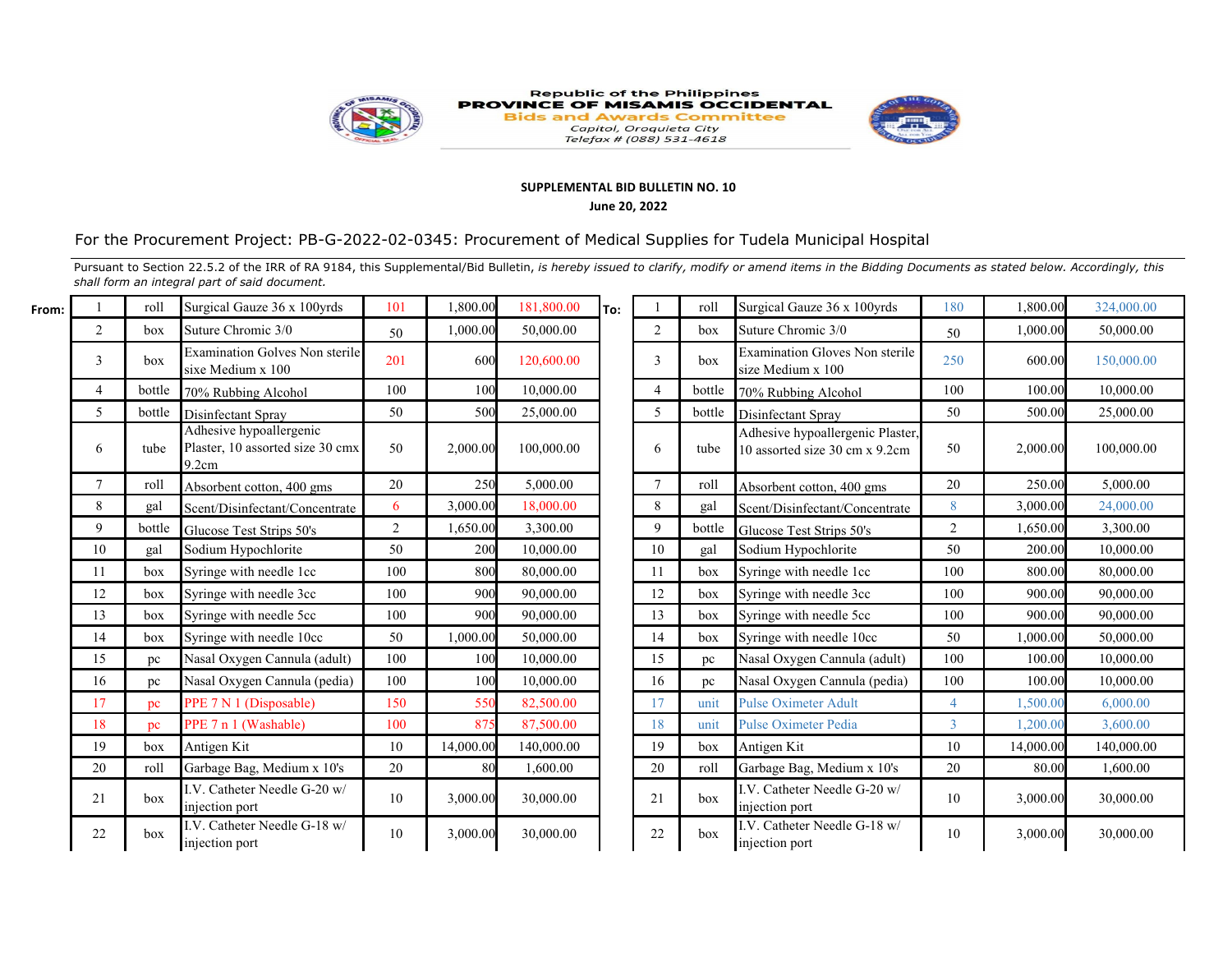Republic of the Philippines
**PROVINCE OF MISAMIS OCCIDENTAL**
**Bids and Awards Committee**
*Capitol, Oroquieta City*
*Telefax # (088) 531-4618*

**SUPPLEMENTAL BID BULLETIN NO. 10**

**June 20, 2022**

For the Procurement Project: PB-G-2022-02-0345: Procurement of Medical Supplies for Tudela Municipal Hospital

Pursuant to Section 22.5.2 of the IRR of RA 9184, this Supplemental/Bid Bulletin, *is hereby issued to clarify, modify or amend items in the Bidding Documents as stated below. Accordingly, this shall form an integral part of said document.*

**From:**

| | | | | | |
|---|---|---|---|---|---|
| 1 | roll | Surgical Gauze 36 x 100yrds | 101 | 1,800.00 | 181,800.00 |
| 2 | box | Suture Chromic 3/0 | 50 | 1,000.00 | 50,000.00 |
| 3 | box | Examination Golves Non sterile sixe Medium x 100 | 201 | 600 | 120,600.00 |
| 4 | bottle | 70% Rubbing Alcohol | 100 | 100 | 10,000.00 |
| 5 | bottle | Disinfectant Spray | 50 | 500 | 25,000.00 |
| 6 | tube | Adhesive hypoallergenic Plaster, 10 assorted size 30 cmx 9.2cm | 50 | 2,000.00 | 100,000.00 |
| 7 | roll | Absorbent cotton, 400 gms | 20 | 250 | 5,000.00 |
| 8 | gal | Scent/Disinfectant/Concentrate | 6 | 3,000.00 | 18,000.00 |
| 9 | bottle | Glucose Test Strips 50's | 2 | 1,650.00 | 3,300.00 |
| 10 | gal | Sodium Hypochlorite | 50 | 200 | 10,000.00 |
| 11 | box | Syringe with needle 1cc | 100 | 800 | 80,000.00 |
| 12 | box | Syringe with needle 3cc | 100 | 900 | 90,000.00 |
| 13 | box | Syringe with needle 5cc | 100 | 900 | 90,000.00 |
| 14 | box | Syringe with needle 10cc | 50 | 1,000.00 | 50,000.00 |
| 15 | pc | Nasal Oxygen Cannula (adult) | 100 | 100 | 10,000.00 |
| 16 | pc | Nasal Oxygen Cannula (pedia) | 100 | 100 | 10,000.00 |
| 17 | pc | PPE 7 N 1 (Disposable) | 150 | 550 | 82,500.00 |
| 18 | pc | PPE 7 n 1 (Washable) | 100 | 875 | 87,500.00 |
| 19 | box | Antigen Kit | 10 | 14,000.00 | 140,000.00 |
| 20 | roll | Garbage Bag, Medium x 10's | 20 | 80 | 1,600.00 |
| 21 | box | I.V. Catheter Needle G-20 w/ injection port | 10 | 3,000.00 | 30,000.00 |
| 22 | box | I.V. Catheter Needle G-18 w/ injection port | 10 | 3,000.00 | 30,000.00 |

**To:**

| | | | | | |
|---|---|---|---|---|---|
| 1 | roll | Surgical Gauze 36 x 100yrds | 180 | 1,800.00 | 324,000.00 |
| 2 | box | Suture Chromic 3/0 | 50 | 1,000.00 | 50,000.00 |
| 3 | box | Examination Gloves Non sterile size Medium x 100 | 250 | 600.00 | 150,000.00 |
| 4 | bottle | 70% Rubbing Alcohol | 100 | 100.00 | 10,000.00 |
| 5 | bottle | Disinfectant Spray | 50 | 500.00 | 25,000.00 |
| 6 | tube | Adhesive hypoallergenic Plaster, 10 assorted size 30 cm x 9.2cm | 50 | 2,000.00 | 100,000.00 |
| 7 | roll | Absorbent cotton, 400 gms | 20 | 250.00 | 5,000.00 |
| 8 | gal | Scent/Disinfectant/Concentrate | 8 | 3,000.00 | 24,000.00 |
| 9 | bottle | Glucose Test Strips 50's | 2 | 1,650.00 | 3,300.00 |
| 10 | gal | Sodium Hypochlorite | 50 | 200.00 | 10,000.00 |
| 11 | box | Syringe with needle 1cc | 100 | 800.00 | 80,000.00 |
| 12 | box | Syringe with needle 3cc | 100 | 900.00 | 90,000.00 |
| 13 | box | Syringe with needle 5cc | 100 | 900.00 | 90,000.00 |
| 14 | box | Syringe with needle 10cc | 50 | 1,000.00 | 50,000.00 |
| 15 | pc | Nasal Oxygen Cannula (adult) | 100 | 100.00 | 10,000.00 |
| 16 | pc | Nasal Oxygen Cannula (pedia) | 100 | 100.00 | 10,000.00 |
| 17 | unit | Pulse Oximeter Adult | 4 | 1,500.00 | 6,000.00 |
| 18 | unit | Pulse Oximeter Pedia | 3 | 1,200.00 | 3,600.00 |
| 19 | box | Antigen Kit | 10 | 14,000.00 | 140,000.00 |
| 20 | roll | Garbage Bag, Medium x 10's | 20 | 80.00 | 1,600.00 |
| 21 | box | I.V. Catheter Needle G-20 w/ injection port | 10 | 3,000.00 | 30,000.00 |
| 22 | box | I.V. Catheter Needle G-18 w/ injection port | 10 | 3,000.00 | 30,000.00 |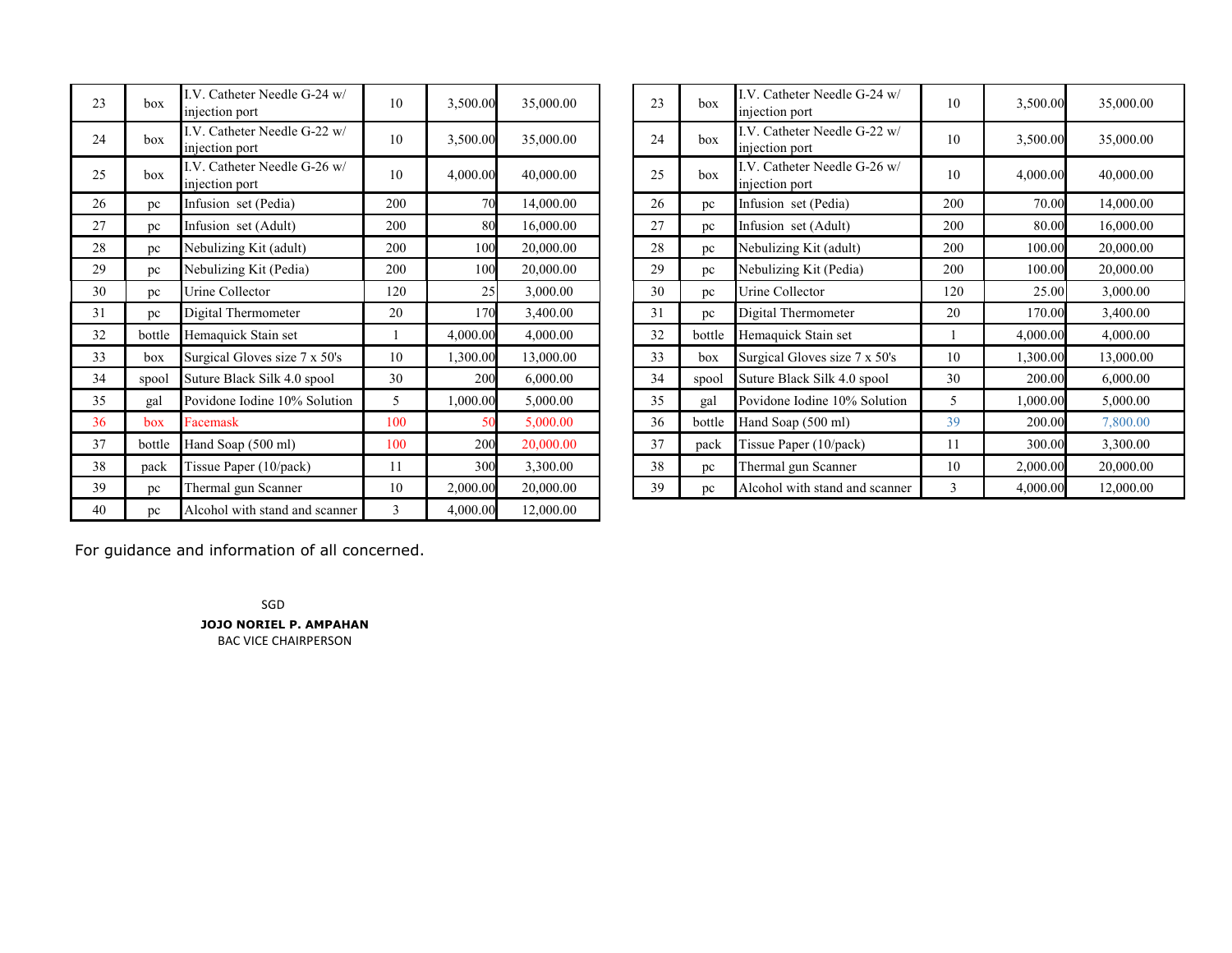| | | | | | |
|---|---|---|---|---|---|
| 23 | box | I.V. Catheter Needle G-24 w/ injection port | 10 | 3,500.00 | 35,000.00 |
| 24 | box | I.V. Catheter Needle G-22 w/ injection port | 10 | 3,500.00 | 35,000.00 |
| 25 | box | I.V. Catheter Needle G-26 w/ injection port | 10 | 4,000.00 | 40,000.00 |
| 26 | pc | Infusion set (Pedia) | 200 | 70 | 14,000.00 |
| 27 | pc | Infusion set (Adult) | 200 | 80 | 16,000.00 |
| 28 | pc | Nebulizing Kit (adult) | 200 | 100 | 20,000.00 |
| 29 | pc | Nebulizing Kit (Pedia) | 200 | 100 | 20,000.00 |
| 30 | pc | Urine Collector | 120 | 25 | 3,000.00 |
| 31 | pc | Digital Thermometer | 20 | 170 | 3,400.00 |
| 32 | bottle | Hemaquick Stain set | 1 | 4,000.00 | 4,000.00 |
| 33 | box | Surgical Gloves size 7 x 50's | 10 | 1,300.00 | 13,000.00 |
| 34 | spool | Suture Black Silk 4.0 spool | 30 | 200 | 6,000.00 |
| 35 | gal | Povidone Iodine 10% Solution | 5 | 1,000.00 | 5,000.00 |
| 36 | box | Facemask | 100 | 50 | 5,000.00 |
| 37 | bottle | Hand Soap (500 ml) | 100 | 200 | 20,000.00 |
| 38 | pack | Tissue Paper (10/pack) | 11 | 300 | 3,300.00 |
| 39 | pc | Thermal gun Scanner | 10 | 2,000.00 | 20,000.00 |
| 40 | pc | Alcohol with stand and scanner | 3 | 4,000.00 | 12,000.00 |

| | | | | | |
|---|---|---|---|---|---|
| 23 | box | I.V. Catheter Needle G-24 w/ injection port | 10 | 3,500.00 | 35,000.00 |
| 24 | box | I.V. Catheter Needle G-22 w/ injection port | 10 | 3,500.00 | 35,000.00 |
| 25 | box | I.V. Catheter Needle G-26 w/ injection port | 10 | 4,000.00 | 40,000.00 |
| 26 | pc | Infusion set (Pedia) | 200 | 70.00 | 14,000.00 |
| 27 | pc | Infusion set (Adult) | 200 | 80.00 | 16,000.00 |
| 28 | pc | Nebulizing Kit (adult) | 200 | 100.00 | 20,000.00 |
| 29 | pc | Nebulizing Kit (Pedia) | 200 | 100.00 | 20,000.00 |
| 30 | pc | Urine Collector | 120 | 25.00 | 3,000.00 |
| 31 | pc | Digital Thermometer | 20 | 170.00 | 3,400.00 |
| 32 | bottle | Hemaquick Stain set | 1 | 4,000.00 | 4,000.00 |
| 33 | box | Surgical Gloves size 7 x 50's | 10 | 1,300.00 | 13,000.00 |
| 34 | spool | Suture Black Silk 4.0 spool | 30 | 200.00 | 6,000.00 |
| 35 | gal | Povidone Iodine 10% Solution | 5 | 1,000.00 | 5,000.00 |
| 36 | bottle | Hand Soap (500 ml) | 39 | 200.00 | 7,800.00 |
| 37 | pack | Tissue Paper (10/pack) | 11 | 300.00 | 3,300.00 |
| 38 | pc | Thermal gun Scanner | 10 | 2,000.00 | 20,000.00 |
| 39 | pc | Alcohol with stand and scanner | 3 | 4,000.00 | 12,000.00 |

For guidance and information of all concerned.

SGD
**JOJO NORIEL P. AMPAHAN**
BAC VICE CHAIRPERSON